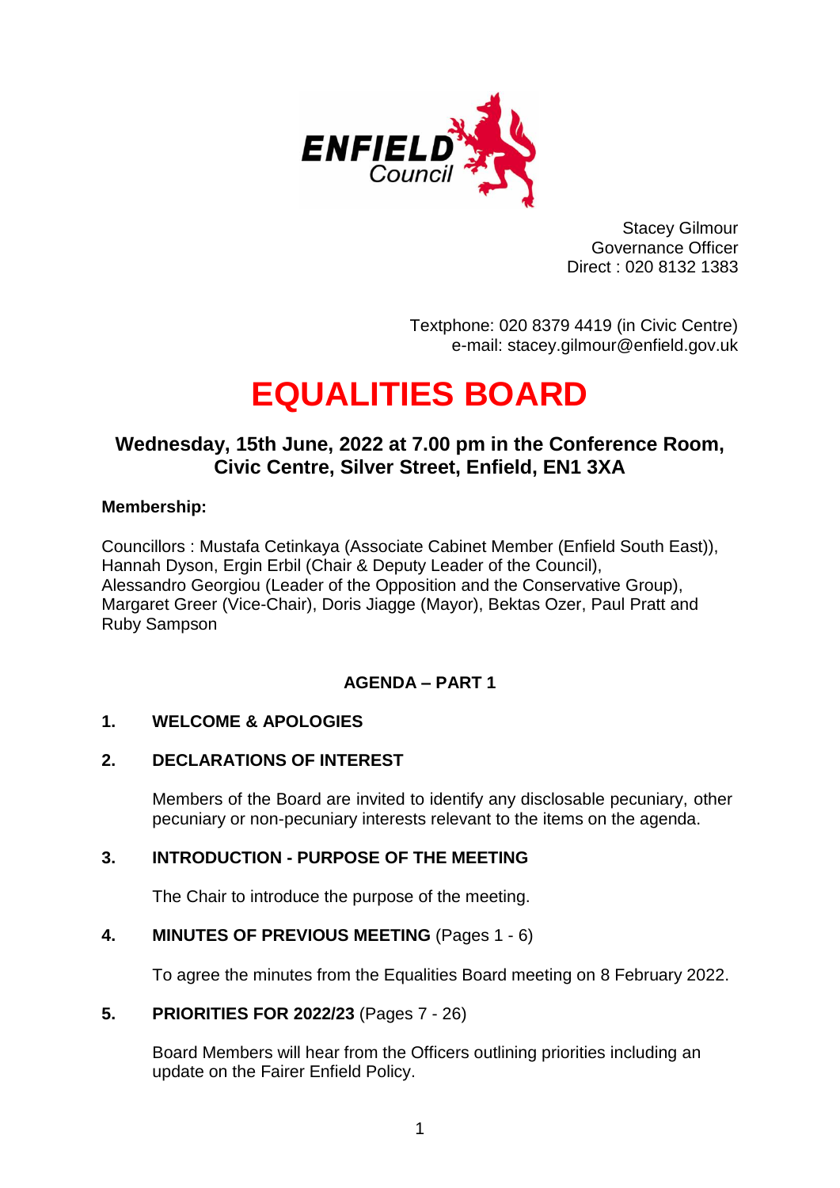Stacey Gilmour
Governance Officer
Direct : 020 8132 1383

Textphone: 020 8379 4419 (in Civic Centre)
e-mail: stacey.gilmour@enfield.gov.uk

# EQUALITIES BOARD

## Wednesday, 15th June, 2022 at 7.00 pm in the Conference Room, Civic Centre, Silver Street, Enfield, EN1 3XA

**Membership:**

Councillors : Mustafa Cetinkaya (Associate Cabinet Member (Enfield South East)), Hannah Dyson, Ergin Erbil (Chair & Deputy Leader of the Council), Alessandro Georgiou (Leader of the Opposition and the Conservative Group), Margaret Greer (Vice-Chair), Doris Jiagge (Mayor), Bektas Ozer, Paul Pratt and Ruby Sampson

### AGENDA – PART 1

**1. WELCOME & APOLOGIES**

**2. DECLARATIONS OF INTEREST**

Members of the Board are invited to identify any disclosable pecuniary, other pecuniary or non-pecuniary interests relevant to the items on the agenda.

**3. INTRODUCTION - PURPOSE OF THE MEETING**

The Chair to introduce the purpose of the meeting.

**4. MINUTES OF PREVIOUS MEETING** (Pages 1 - 6)

To agree the minutes from the Equalities Board meeting on 8 February 2022.

**5. PRIORITIES FOR 2022/23** (Pages 7 - 26)

Board Members will hear from the Officers outlining priorities including an update on the Fairer Enfield Policy.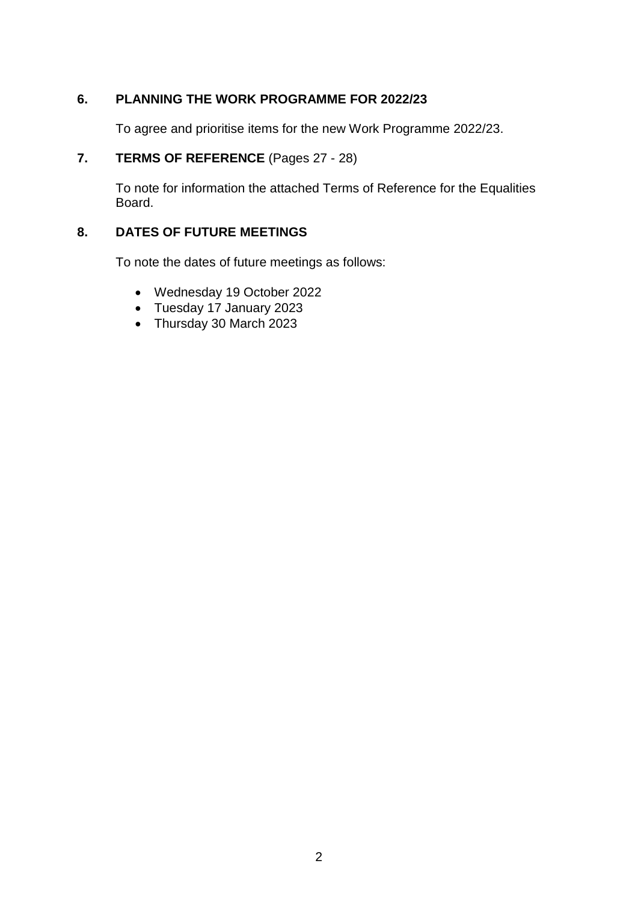**6. PLANNING THE WORK PROGRAMME FOR 2022/23**

To agree and prioritise items for the new Work Programme 2022/23.

**7. TERMS OF REFERENCE** (Pages 27 - 28)

To note for information the attached Terms of Reference for the Equalities Board.

**8. DATES OF FUTURE MEETINGS**

To note the dates of future meetings as follows:

- Wednesday 19 October 2022
- Tuesday 17 January 2023
- Thursday 30 March 2023